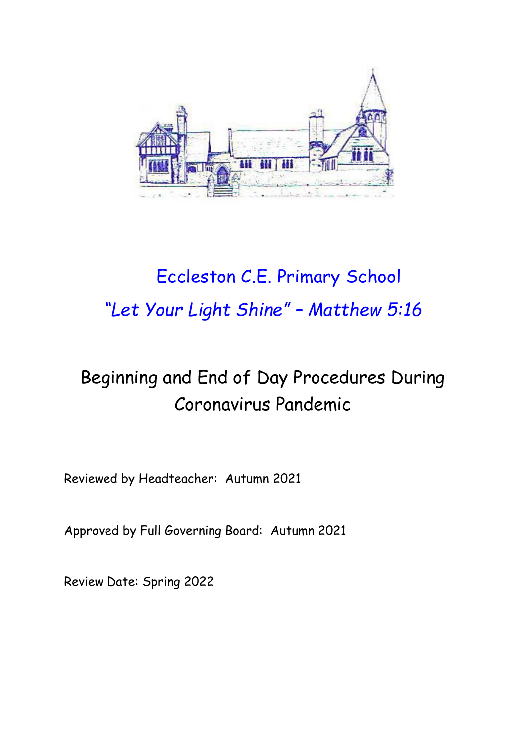# Eccleston C.E. Primary School

*"Let Your Light Shine" – Matthew 5:16*

## Beginning and End of Day Procedures During Coronavirus Pandemic

Reviewed by Headteacher: Autumn 2021

Approved by Full Governing Board: Autumn 2021

Review Date: Spring 2022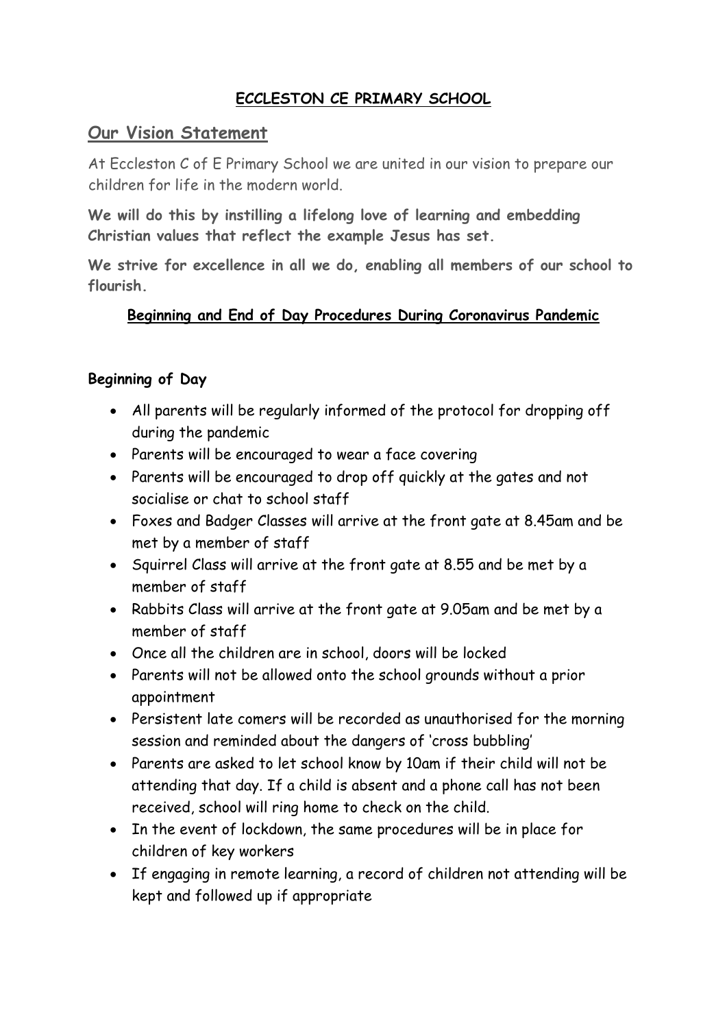**ECCLESTON CE PRIMARY SCHOOL**

## Our Vision Statement

At Eccleston C of E Primary School we are united in our vision to prepare our children for life in the modern world.

**We will do this by instilling a lifelong love of learning and embedding Christian values that reflect the example Jesus has set.**

**We strive for excellence in all we do, enabling all members of our school to flourish.**

**Beginning and End of Day Procedures During Coronavirus Pandemic**

### Beginning of Day

- All parents will be regularly informed of the protocol for dropping off during the pandemic
- Parents will be encouraged to wear a face covering
- Parents will be encouraged to drop off quickly at the gates and not socialise or chat to school staff
- Foxes and Badger Classes will arrive at the front gate at 8.45am and be met by a member of staff
- Squirrel Class will arrive at the front gate at 8.55 and be met by a member of staff
- Rabbits Class will arrive at the front gate at 9.05am and be met by a member of staff
- Once all the children are in school, doors will be locked
- Parents will not be allowed onto the school grounds without a prior appointment
- Persistent late comers will be recorded as unauthorised for the morning session and reminded about the dangers of 'cross bubbling'
- Parents are asked to let school know by 10am if their child will not be attending that day. If a child is absent and a phone call has not been received, school will ring home to check on the child.
- In the event of lockdown, the same procedures will be in place for children of key workers
- If engaging in remote learning, a record of children not attending will be kept and followed up if appropriate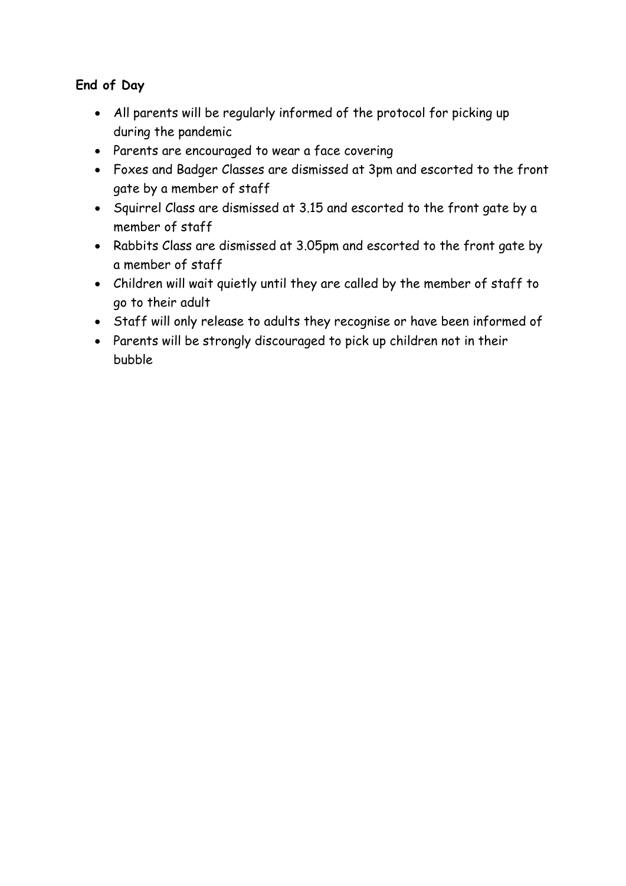**End of Day**

- All parents will be regularly informed of the protocol for picking up during the pandemic
- Parents are encouraged to wear a face covering
- Foxes and Badger Classes are dismissed at 3pm and escorted to the front gate by a member of staff
- Squirrel Class are dismissed at 3.15 and escorted to the front gate by a member of staff
- Rabbits Class are dismissed at 3.05pm and escorted to the front gate by a member of staff
- Children will wait quietly until they are called by the member of staff to go to their adult
- Staff will only release to adults they recognise or have been informed of
- Parents will be strongly discouraged to pick up children not in their bubble